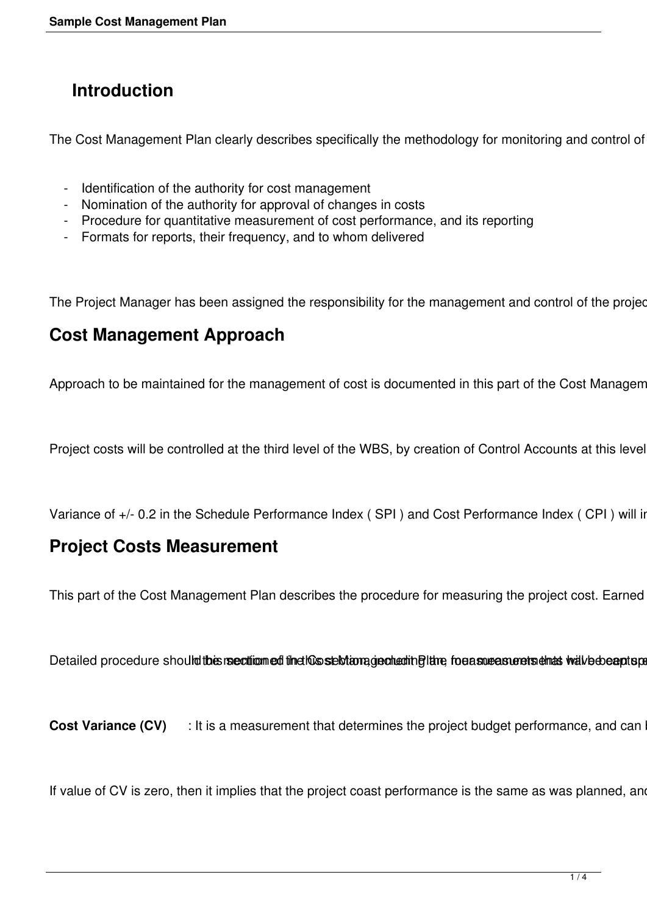## Introduction

The Cost Management Plan clearly describes specifically the methodology for monitoring and control of

- Identification of the authority for cost management
- Nomination of the authority for approval of changes in costs
- Procedure for quantitative measurement of cost performance, and its reporting
- Formats for reports, their frequency, and to whom delivered

The Project Manager has been assigned the responsibility for the management and control of the projec

## Cost Management Approach

Approach to be maintained for the management of cost is documented in this part of the Cost Managem

Project costs will be controlled at the third level of the WBS, by creation of Control Accounts at this level

Variance of +/- 0.2 in the Schedule Performance Index ( SPI ) and Cost Performance Index ( CPI ) will ir

## Project Costs Measurement

This part of the Cost Management Plan describes the procedure for measuring the project cost. Earned

Detailed procedure should be mentioned in this section, including the measurements that will be captu In this section of the Cost Management Plan, four measurements have been spe

**Cost Variance (CV)** : It is a measurement that determines the project budget performance, and can l

If value of CV is zero, then it implies that the project coast performance is the same as was planned, and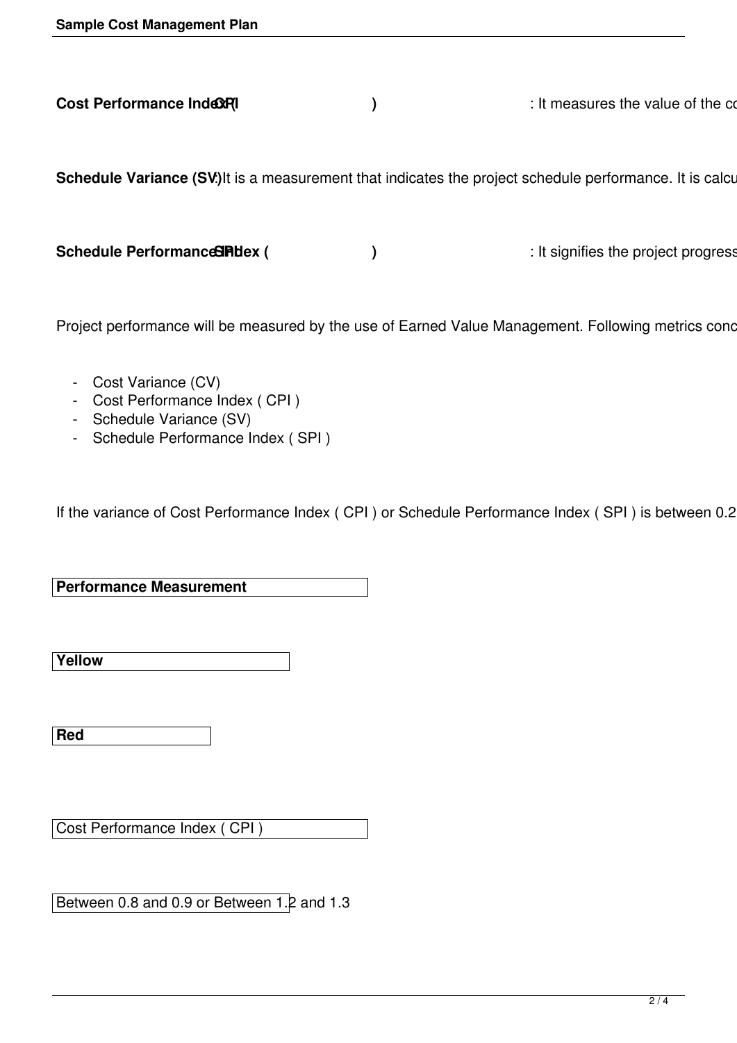**Cost Performance Index (CPI)** : It measures the value of the co

**Schedule Variance (SV)**: It is a measurement that indicates the project schedule performance. It is calcu

**Schedule Performance Index (SPI)** : It signifies the project progress

Project performance will be measured by the use of Earned Value Management. Following metrics conc

- Cost Variance (CV)
- Cost Performance Index ( CPI )
- Schedule Variance (SV)
- Schedule Performance Index ( SPI )

If the variance of Cost Performance Index ( CPI ) or Schedule Performance Index ( SPI ) is between 0.2

| **Performance Measurement** | **Yellow** | **Red** |
| --- | --- | --- |
| Cost Performance Index ( CPI ) | Between 0.8 and 0.9 or Between 1.2 and 1.3 | |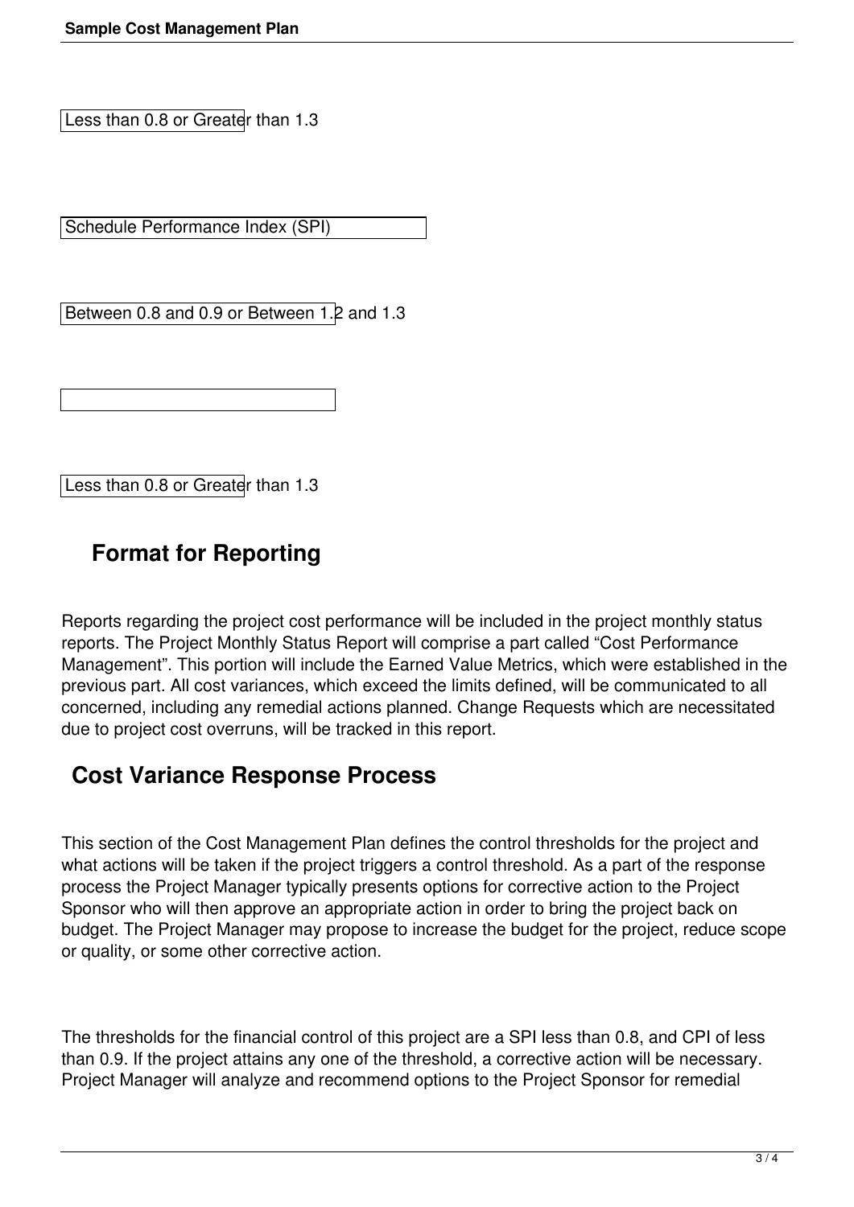Less than 0.8 or Greater than 1.3

Schedule Performance Index (SPI)

Between 0.8 and 0.9 or Between 1.2 and 1.3

Less than 0.8 or Greater than 1.3

## Format for Reporting

Reports regarding the project cost performance will be included in the project monthly status reports. The Project Monthly Status Report will comprise a part called “Cost Performance Management”. This portion will include the Earned Value Metrics, which were established in the previous part. All cost variances, which exceed the limits defined, will be communicated to all concerned, including any remedial actions planned. Change Requests which are necessitated due to project cost overruns, will be tracked in this report.

## Cost Variance Response Process

This section of the Cost Management Plan defines the control thresholds for the project and what actions will be taken if the project triggers a control threshold. As a part of the response process the Project Manager typically presents options for corrective action to the Project Sponsor who will then approve an appropriate action in order to bring the project back on budget. The Project Manager may propose to increase the budget for the project, reduce scope or quality, or some other corrective action.

The thresholds for the financial control of this project are a SPI less than 0.8, and CPI of less than 0.9. If the project attains any one of the threshold, a corrective action will be necessary. Project Manager will analyze and recommend options to the Project Sponsor for remedial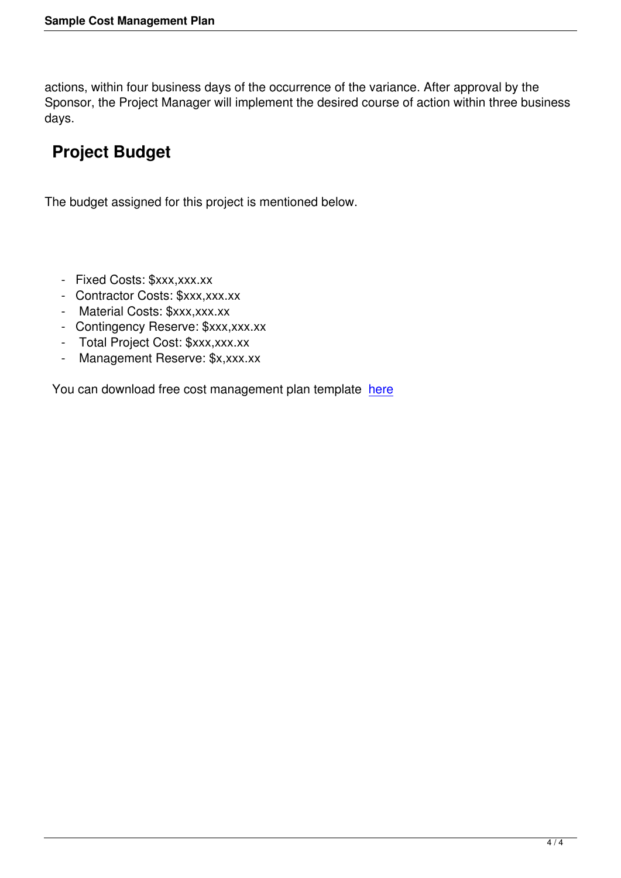actions, within four business days of the occurrence of the variance. After approval by the Sponsor, the Project Manager will implement the desired course of action within three business days.

## Project Budget

The budget assigned for this project is mentioned below.

- Fixed Costs: $xxx,xxx.xx
- Contractor Costs: $xxx,xxx.xx
- Material Costs: $xxx,xxx.xx
- Contingency Reserve: $xxx,xxx.xx
- Total Project Cost: $xxx,xxx.xx
- Management Reserve: $x,xxx.xx

You can download free cost management plan template here